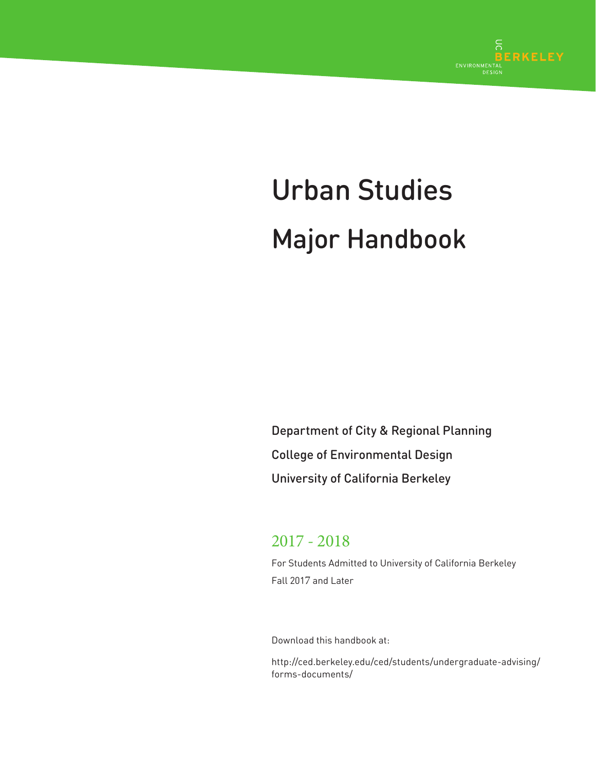UC BERKELEY ENVIRONMENTAL DESIGN

# Urban Studies

# Major Handbook

Department of City & Regional Planning

College of Environmental Design

University of California Berkeley

## 2017 - 2018

For Students Admitted to University of California Berkeley

Fall 2017 and Later

Download this handbook at:

http://ced.berkeley.edu/ced/students/undergraduate-advising/forms-documents/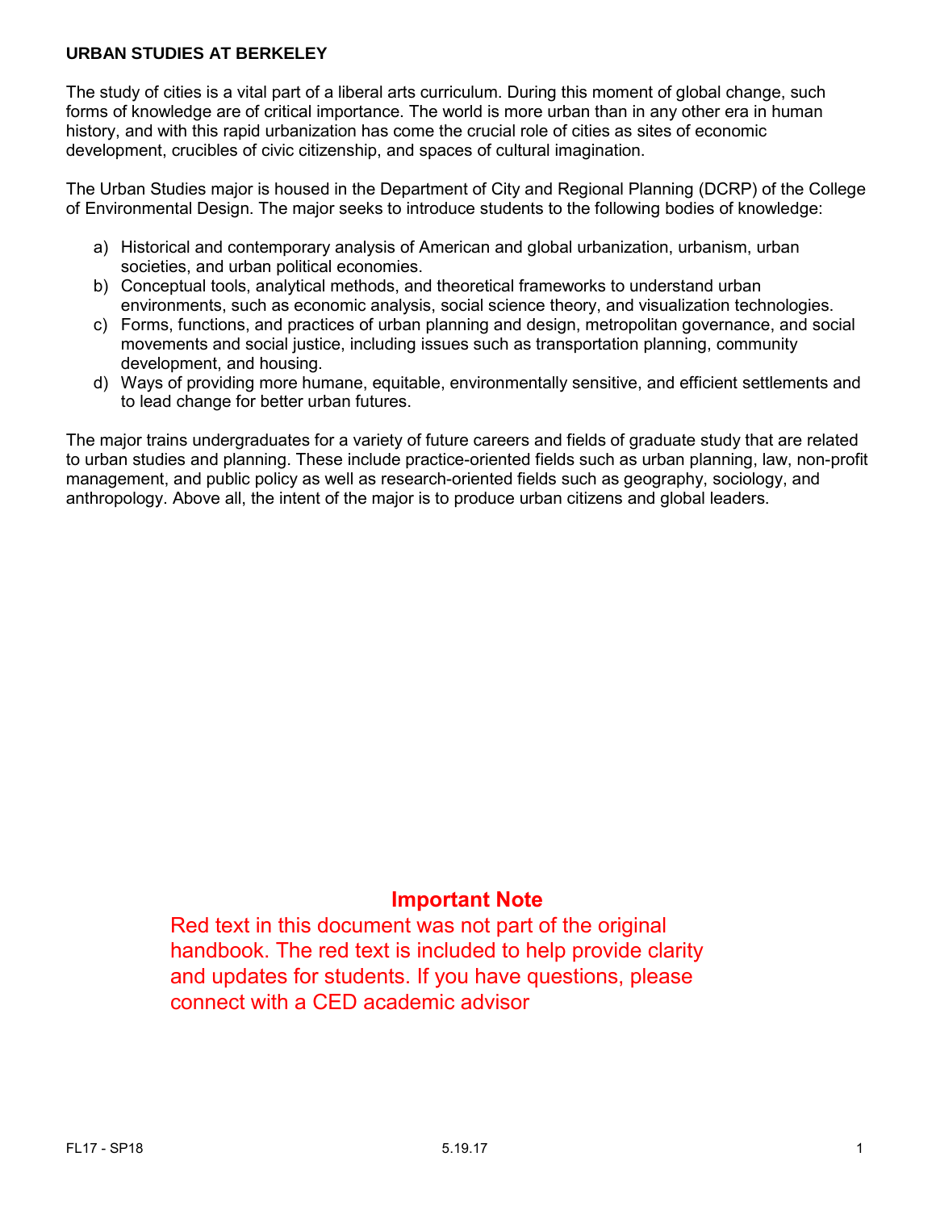# URBAN STUDIES AT BERKELEY

The study of cities is a vital part of a liberal arts curriculum. During this moment of global change, such forms of knowledge are of critical importance. The world is more urban than in any other era in human history, and with this rapid urbanization has come the crucial role of cities as sites of economic development, crucibles of civic citizenship, and spaces of cultural imagination.

The Urban Studies major is housed in the Department of City and Regional Planning (DCRP) of the College of Environmental Design. The major seeks to introduce students to the following bodies of knowledge:

a) Historical and contemporary analysis of American and global urbanization, urbanism, urban societies, and urban political economies.
b) Conceptual tools, analytical methods, and theoretical frameworks to understand urban environments, such as economic analysis, social science theory, and visualization technologies.
c) Forms, functions, and practices of urban planning and design, metropolitan governance, and social movements and social justice, including issues such as transportation planning, community development, and housing.
d) Ways of providing more humane, equitable, environmentally sensitive, and efficient settlements and to lead change for better urban futures.

The major trains undergraduates for a variety of future careers and fields of graduate study that are related to urban studies and planning. These include practice-oriented fields such as urban planning, law, non-profit management, and public policy as well as research-oriented fields such as geography, sociology, and anthropology. Above all, the intent of the major is to produce urban citizens and global leaders.

**Important Note**

Red text in this document was not part of the original handbook. The red text is included to help provide clarity and updates for students. If you have questions, please connect with a CED academic advisor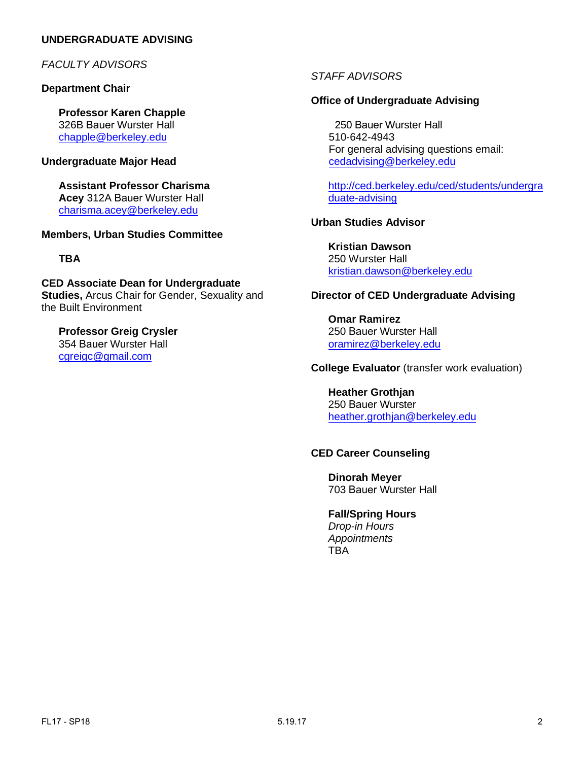## UNDERGRADUATE ADVISING

### *FACULTY ADVISORS*

**Department Chair**

**Professor Karen Chapple**
326B Bauer Wurster Hall
chapple@berkeley.edu

**Undergraduate Major Head**

**Assistant Professor Charisma Acey** 312A Bauer Wurster Hall
charisma.acey@berkeley.edu

**Members, Urban Studies Committee**

**TBA**

**CED Associate Dean for Undergraduate Studies,** Arcus Chair for Gender, Sexuality and the Built Environment

**Professor Greig Crysler**
354 Bauer Wurster Hall
cgreigc@gmail.com

### *STAFF ADVISORS*

**Office of Undergraduate Advising**

250 Bauer Wurster Hall
510-642-4943
For general advising questions email:
cedadvising@berkeley.edu

http://ced.berkeley.edu/ced/students/undergraduate-advising

**Urban Studies Advisor**

**Kristian Dawson**
250 Wurster Hall
kristian.dawson@berkeley.edu

**Director of CED Undergraduate Advising**

**Omar Ramirez**
250 Bauer Wurster Hall
oramirez@berkeley.edu

**College Evaluator** (transfer work evaluation)

**Heather Grothjan**
250 Bauer Wurster
heather.grothjan@berkeley.edu

**CED Career Counseling**

**Dinorah Meyer**
703 Bauer Wurster Hall

**Fall/Spring Hours**
*Drop-in Hours*
*Appointments*
TBA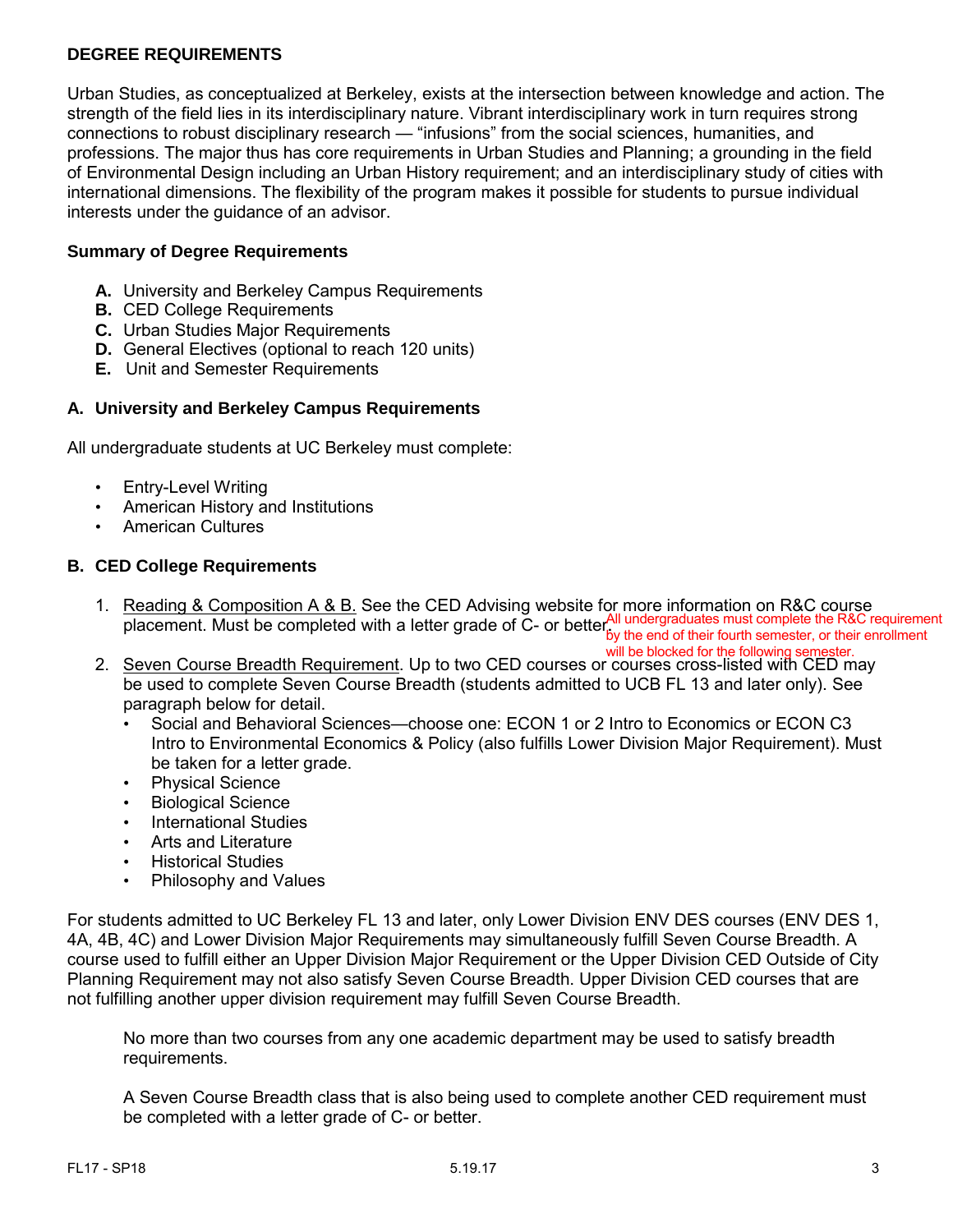## DEGREE REQUIREMENTS

Urban Studies, as conceptualized at Berkeley, exists at the intersection between knowledge and action. The strength of the field lies in its interdisciplinary nature. Vibrant interdisciplinary work in turn requires strong connections to robust disciplinary research — "infusions" from the social sciences, humanities, and professions. The major thus has core requirements in Urban Studies and Planning; a grounding in the field of Environmental Design including an Urban History requirement; and an interdisciplinary study of cities with international dimensions. The flexibility of the program makes it possible for students to pursue individual interests under the guidance of an advisor.

### Summary of Degree Requirements

- **A.** University and Berkeley Campus Requirements
- **B.** CED College Requirements
- **C.** Urban Studies Major Requirements
- **D.** General Electives (optional to reach 120 units)
- **E.** Unit and Semester Requirements

### A. University and Berkeley Campus Requirements

All undergraduate students at UC Berkeley must complete:

- Entry-Level Writing
- American History and Institutions
- American Cultures

### B. CED College Requirements

1. Reading & Composition A & B. See the CED Advising website for more information on R&C course placement. Must be completed with a letter grade of C- or better. All undergraduates must complete the R&C requirement by the end of their fourth semester, or their enrollment will be blocked for the following semester.
2. Seven Course Breadth Requirement. Up to two CED courses or courses cross-listed with CED may be used to complete Seven Course Breadth (students admitted to UCB FL 13 and later only). See paragraph below for detail.
   - Social and Behavioral Sciences—choose one: ECON 1 or 2 Intro to Economics or ECON C3 Intro to Environmental Economics & Policy (also fulfills Lower Division Major Requirement). Must be taken for a letter grade.
   - Physical Science
   - Biological Science
   - International Studies
   - Arts and Literature
   - Historical Studies
   - Philosophy and Values

For students admitted to UC Berkeley FL 13 and later, only Lower Division ENV DES courses (ENV DES 1, 4A, 4B, 4C) and Lower Division Major Requirements may simultaneously fulfill Seven Course Breadth. A course used to fulfill either an Upper Division Major Requirement or the Upper Division CED Outside of City Planning Requirement may not also satisfy Seven Course Breadth. Upper Division CED courses that are not fulfilling another upper division requirement may fulfill Seven Course Breadth.

No more than two courses from any one academic department may be used to satisfy breadth requirements.

A Seven Course Breadth class that is also being used to complete another CED requirement must be completed with a letter grade of C- or better.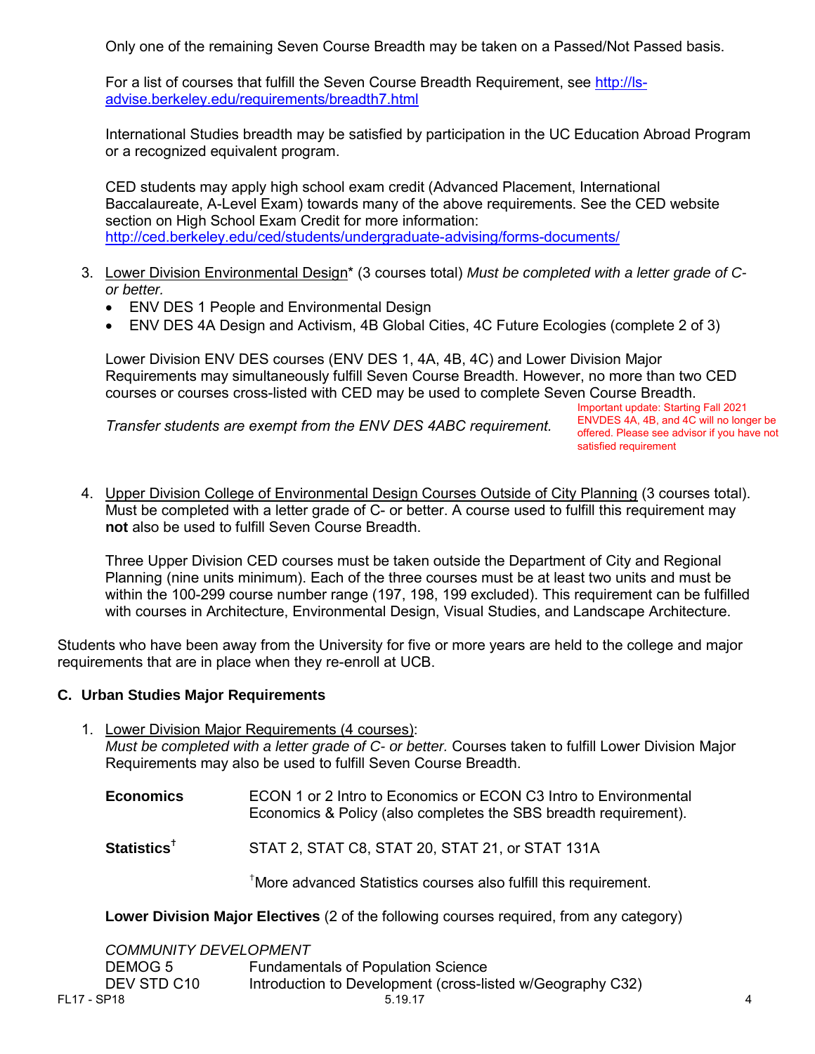Only one of the remaining Seven Course Breadth may be taken on a Passed/Not Passed basis.

For a list of courses that fulfill the Seven Course Breadth Requirement, see http://ls-advise.berkeley.edu/requirements/breadth7.html

International Studies breadth may be satisfied by participation in the UC Education Abroad Program or a recognized equivalent program.

CED students may apply high school exam credit (Advanced Placement, International Baccalaureate, A-Level Exam) towards many of the above requirements. See the CED website section on High School Exam Credit for more information: http://ced.berkeley.edu/ced/students/undergraduate-advising/forms-documents/

3. Lower Division Environmental Design* (3 courses total) *Must be completed with a letter grade of C- or better.*
   - ENV DES 1 People and Environmental Design
   - ENV DES 4A Design and Activism, 4B Global Cities, 4C Future Ecologies (complete 2 of 3)

   Lower Division ENV DES courses (ENV DES 1, 4A, 4B, 4C) and Lower Division Major Requirements may simultaneously fulfill Seven Course Breadth. However, no more than two CED courses or courses cross-listed with CED may be used to complete Seven Course Breadth.

   *Transfer students are exempt from the ENV DES 4ABC requirement.*

   Important update: Starting Fall 2021 ENVDES 4A, 4B, and 4C will no longer be offered. Please see advisor if you have not satisfied requirement

4. Upper Division College of Environmental Design Courses Outside of City Planning (3 courses total). Must be completed with a letter grade of C- or better. A course used to fulfill this requirement may **not** also be used to fulfill Seven Course Breadth.

   Three Upper Division CED courses must be taken outside the Department of City and Regional Planning (nine units minimum). Each of the three courses must be at least two units and must be within the 100-299 course number range (197, 198, 199 excluded). This requirement can be fulfilled with courses in Architecture, Environmental Design, Visual Studies, and Landscape Architecture.

Students who have been away from the University for five or more years are held to the college and major requirements that are in place when they re-enroll at UCB.

### C. Urban Studies Major Requirements

1. Lower Division Major Requirements (4 courses):
   *Must be completed with a letter grade of C- or better.* Courses taken to fulfill Lower Division Major Requirements may also be used to fulfill Seven Course Breadth.

   **Economics** — ECON 1 or 2 Intro to Economics or ECON C3 Intro to Environmental Economics & Policy (also completes the SBS breadth requirement).

   **Statistics**[†] — STAT 2, STAT C8, STAT 20, STAT 21, or STAT 131A

   [†]More advanced Statistics courses also fulfill this requirement.

   **Lower Division Major Electives** (2 of the following courses required, from any category)

   *COMMUNITY DEVELOPMENT*

   | | |
   |---|---|
   | DEMOG 5 | Fundamentals of Population Science |
   | DEV STD C10 | Introduction to Development (cross-listed w/Geography C32) |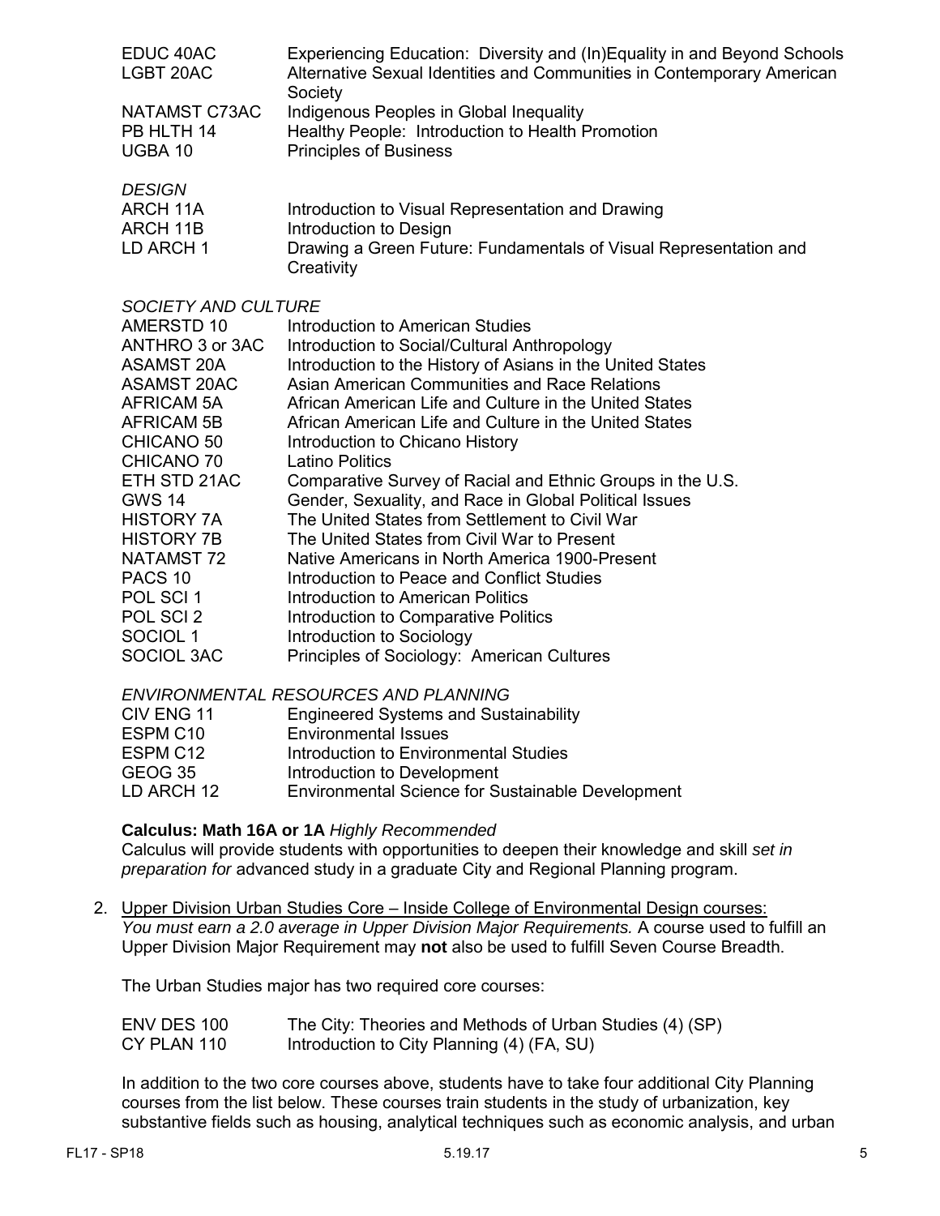| | |
|---|---|
| EDUC 40AC | Experiencing Education: Diversity and (In)Equality in and Beyond Schools |
| LGBT 20AC | Alternative Sexual Identities and Communities in Contemporary American Society |
| NATAMST C73AC | Indigenous Peoples in Global Inequality |
| PB HLTH 14 | Healthy People: Introduction to Health Promotion |
| UGBA 10 | Principles of Business |

*DESIGN*

| | |
|---|---|
| ARCH 11A | Introduction to Visual Representation and Drawing |
| ARCH 11B | Introduction to Design |
| LD ARCH 1 | Drawing a Green Future: Fundamentals of Visual Representation and Creativity |

*SOCIETY AND CULTURE*

| | |
|---|---|
| AMERSTD 10 | Introduction to American Studies |
| ANTHRO 3 or 3AC | Introduction to Social/Cultural Anthropology |
| ASAMST 20A | Introduction to the History of Asians in the United States |
| ASAMST 20AC | Asian American Communities and Race Relations |
| AFRICAM 5A | African American Life and Culture in the United States |
| AFRICAM 5B | African American Life and Culture in the United States |
| CHICANO 50 | Introduction to Chicano History |
| CHICANO 70 | Latino Politics |
| ETH STD 21AC | Comparative Survey of Racial and Ethnic Groups in the U.S. |
| GWS 14 | Gender, Sexuality, and Race in Global Political Issues |
| HISTORY 7A | The United States from Settlement to Civil War |
| HISTORY 7B | The United States from Civil War to Present |
| NATAMST 72 | Native Americans in North America 1900-Present |
| PACS 10 | Introduction to Peace and Conflict Studies |
| POL SCI 1 | Introduction to American Politics |
| POL SCI 2 | Introduction to Comparative Politics |
| SOCIOL 1 | Introduction to Sociology |
| SOCIOL 3AC | Principles of Sociology: American Cultures |

*ENVIRONMENTAL RESOURCES AND PLANNING*

| | |
|---|---|
| CIV ENG 11 | Engineered Systems and Sustainability |
| ESPM C10 | Environmental Issues |
| ESPM C12 | Introduction to Environmental Studies |
| GEOG 35 | Introduction to Development |
| LD ARCH 12 | Environmental Science for Sustainable Development |

**Calculus: Math 16A or 1A** *Highly Recommended*
Calculus will provide students with opportunities to deepen their knowledge and skill *set in preparation for* advanced study in a graduate City and Regional Planning program.

2. Upper Division Urban Studies Core – Inside College of Environmental Design courses:
*You must earn a 2.0 average in Upper Division Major Requirements.* A course used to fulfill an Upper Division Major Requirement may **not** also be used to fulfill Seven Course Breadth.

The Urban Studies major has two required core courses:

| | |
|---|---|
| ENV DES 100 | The City: Theories and Methods of Urban Studies (4) (SP) |
| CY PLAN 110 | Introduction to City Planning (4) (FA, SU) |

In addition to the two core courses above, students have to take four additional City Planning courses from the list below. These courses train students in the study of urbanization, key substantive fields such as housing, analytical techniques such as economic analysis, and urban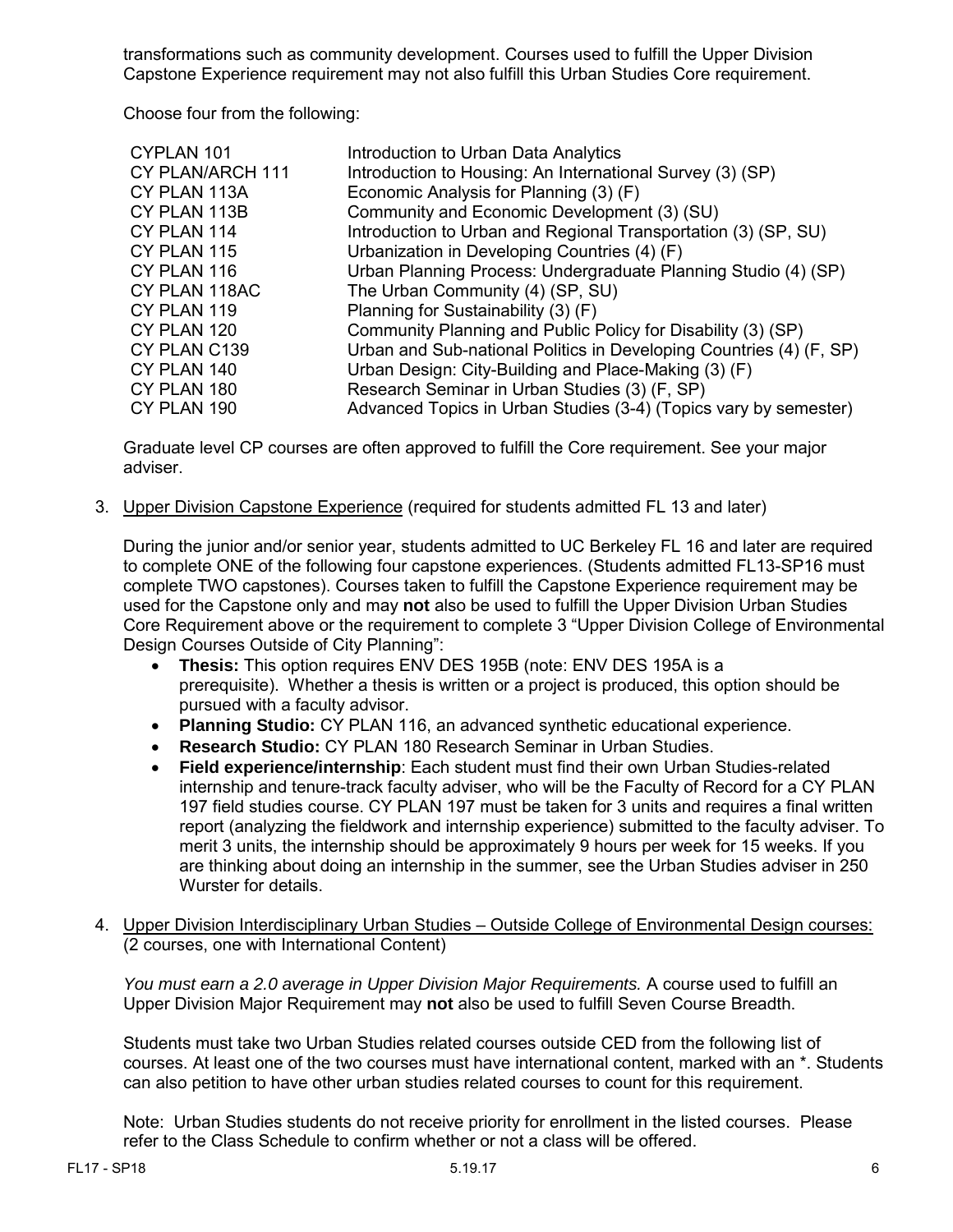transformations such as community development. Courses used to fulfill the Upper Division Capstone Experience requirement may not also fulfill this Urban Studies Core requirement.

Choose four from the following:

| | |
|---|---|
| CYPLAN 101 | Introduction to Urban Data Analytics |
| CY PLAN/ARCH 111 | Introduction to Housing: An International Survey (3) (SP) |
| CY PLAN 113A | Economic Analysis for Planning (3) (F) |
| CY PLAN 113B | Community and Economic Development (3) (SU) |
| CY PLAN 114 | Introduction to Urban and Regional Transportation (3) (SP, SU) |
| CY PLAN 115 | Urbanization in Developing Countries (4) (F) |
| CY PLAN 116 | Urban Planning Process: Undergraduate Planning Studio (4) (SP) |
| CY PLAN 118AC | The Urban Community (4) (SP, SU) |
| CY PLAN 119 | Planning for Sustainability (3) (F) |
| CY PLAN 120 | Community Planning and Public Policy for Disability (3) (SP) |
| CY PLAN C139 | Urban and Sub-national Politics in Developing Countries (4) (F, SP) |
| CY PLAN 140 | Urban Design: City-Building and Place-Making (3) (F) |
| CY PLAN 180 | Research Seminar in Urban Studies (3) (F, SP) |
| CY PLAN 190 | Advanced Topics in Urban Studies (3-4) (Topics vary by semester) |

Graduate level CP courses are often approved to fulfill the Core requirement. See your major adviser.

3. Upper Division Capstone Experience (required for students admitted FL 13 and later)

   During the junior and/or senior year, students admitted to UC Berkeley FL 16 and later are required to complete ONE of the following four capstone experiences. (Students admitted FL13-SP16 must complete TWO capstones). Courses taken to fulfill the Capstone Experience requirement may be used for the Capstone only and may **not** also be used to fulfill the Upper Division Urban Studies Core Requirement above or the requirement to complete 3 "Upper Division College of Environmental Design Courses Outside of City Planning":

   - **Thesis:** This option requires ENV DES 195B (note: ENV DES 195A is a prerequisite). Whether a thesis is written or a project is produced, this option should be pursued with a faculty advisor.
   - **Planning Studio:** CY PLAN 116, an advanced synthetic educational experience.
   - **Research Studio:** CY PLAN 180 Research Seminar in Urban Studies.
   - **Field experience/internship**: Each student must find their own Urban Studies-related internship and tenure-track faculty adviser, who will be the Faculty of Record for a CY PLAN 197 field studies course. CY PLAN 197 must be taken for 3 units and requires a final written report (analyzing the fieldwork and internship experience) submitted to the faculty adviser. To merit 3 units, the internship should be approximately 9 hours per week for 15 weeks. If you are thinking about doing an internship in the summer, see the Urban Studies adviser in 250 Wurster for details.

4. Upper Division Interdisciplinary Urban Studies – Outside College of Environmental Design courses: (2 courses, one with International Content)

   *You must earn a 2.0 average in Upper Division Major Requirements.* A course used to fulfill an Upper Division Major Requirement may **not** also be used to fulfill Seven Course Breadth.

   Students must take two Urban Studies related courses outside CED from the following list of courses. At least one of the two courses must have international content, marked with an *. Students can also petition to have other urban studies related courses to count for this requirement.

   Note: Urban Studies students do not receive priority for enrollment in the listed courses. Please refer to the Class Schedule to confirm whether or not a class will be offered.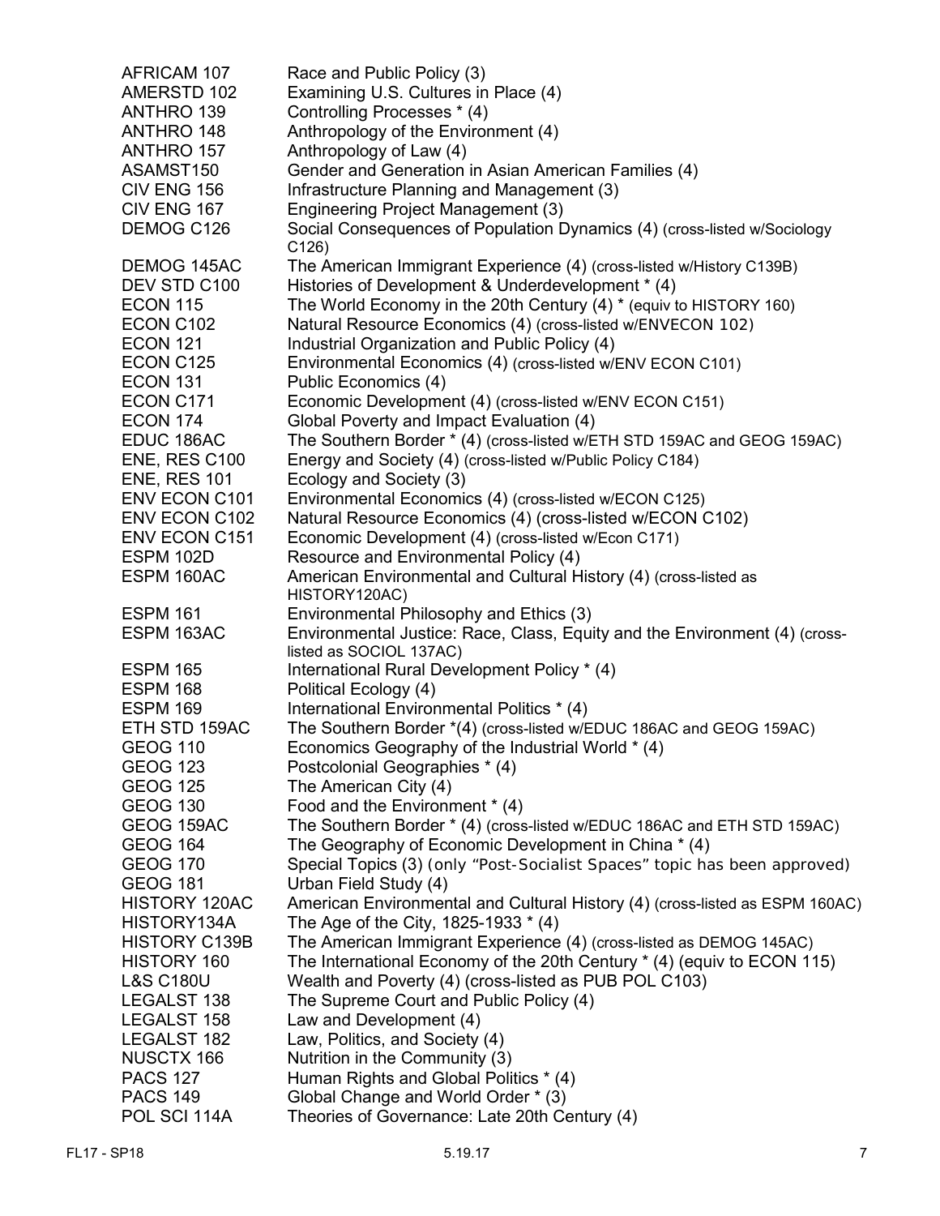| | |
|---|---|
| AFRICAM 107 | Race and Public Policy (3) |
| AMERSTD 102 | Examining U.S. Cultures in Place (4) |
| ANTHRO 139 | Controlling Processes * (4) |
| ANTHRO 148 | Anthropology of the Environment (4) |
| ANTHRO 157 | Anthropology of Law (4) |
| ASAMST150 | Gender and Generation in Asian American Families (4) |
| CIV ENG 156 | Infrastructure Planning and Management (3) |
| CIV ENG 167 | Engineering Project Management (3) |
| DEMOG C126 | Social Consequences of Population Dynamics (4) (cross-listed w/Sociology C126) |
| DEMOG 145AC | The American Immigrant Experience (4) (cross-listed w/History C139B) |
| DEV STD C100 | Histories of Development & Underdevelopment * (4) |
| ECON 115 | The World Economy in the 20th Century (4) * (equiv to HISTORY 160) |
| ECON C102 | Natural Resource Economics (4) (cross-listed w/ENVECON 102) |
| ECON 121 | Industrial Organization and Public Policy (4) |
| ECON C125 | Environmental Economics (4) (cross-listed w/ENV ECON C101) |
| ECON 131 | Public Economics (4) |
| ECON C171 | Economic Development (4) (cross-listed w/ENV ECON C151) |
| ECON 174 | Global Poverty and Impact Evaluation (4) |
| EDUC 186AC | The Southern Border * (4) (cross-listed w/ETH STD 159AC and GEOG 159AC) |
| ENE, RES C100 | Energy and Society (4) (cross-listed w/Public Policy C184) |
| ENE, RES 101 | Ecology and Society (3) |
| ENV ECON C101 | Environmental Economics (4) (cross-listed w/ECON C125) |
| ENV ECON C102 | Natural Resource Economics (4) (cross-listed w/ECON C102) |
| ENV ECON C151 | Economic Development (4) (cross-listed w/Econ C171) |
| ESPM 102D | Resource and Environmental Policy (4) |
| ESPM 160AC | American Environmental and Cultural History (4) (cross-listed as HISTORY120AC) |
| ESPM 161 | Environmental Philosophy and Ethics (3) |
| ESPM 163AC | Environmental Justice: Race, Class, Equity and the Environment (4) (cross-listed as SOCIOL 137AC) |
| ESPM 165 | International Rural Development Policy * (4) |
| ESPM 168 | Political Ecology (4) |
| ESPM 169 | International Environmental Politics * (4) |
| ETH STD 159AC | The Southern Border *(4) (cross-listed w/EDUC 186AC and GEOG 159AC) |
| GEOG 110 | Economics Geography of the Industrial World * (4) |
| GEOG 123 | Postcolonial Geographies * (4) |
| GEOG 125 | The American City (4) |
| GEOG 130 | Food and the Environment * (4) |
| GEOG 159AC | The Southern Border * (4) (cross-listed w/EDUC 186AC and ETH STD 159AC) |
| GEOG 164 | The Geography of Economic Development in China * (4) |
| GEOG 170 | Special Topics (3) (only "Post-Socialist Spaces" topic has been approved) |
| GEOG 181 | Urban Field Study (4) |
| HISTORY 120AC | American Environmental and Cultural History (4) (cross-listed as ESPM 160AC) |
| HISTORY134A | The Age of the City, 1825-1933 * (4) |
| HISTORY C139B | The American Immigrant Experience (4) (cross-listed as DEMOG 145AC) |
| HISTORY 160 | The International Economy of the 20th Century * (4) (equiv to ECON 115) |
| L&S C180U | Wealth and Poverty (4) (cross-listed as PUB POL C103) |
| LEGALST 138 | The Supreme Court and Public Policy (4) |
| LEGALST 158 | Law and Development (4) |
| LEGALST 182 | Law, Politics, and Society (4) |
| NUSCTX 166 | Nutrition in the Community (3) |
| PACS 127 | Human Rights and Global Politics * (4) |
| PACS 149 | Global Change and World Order * (3) |
| POL SCI 114A | Theories of Governance: Late 20th Century (4) |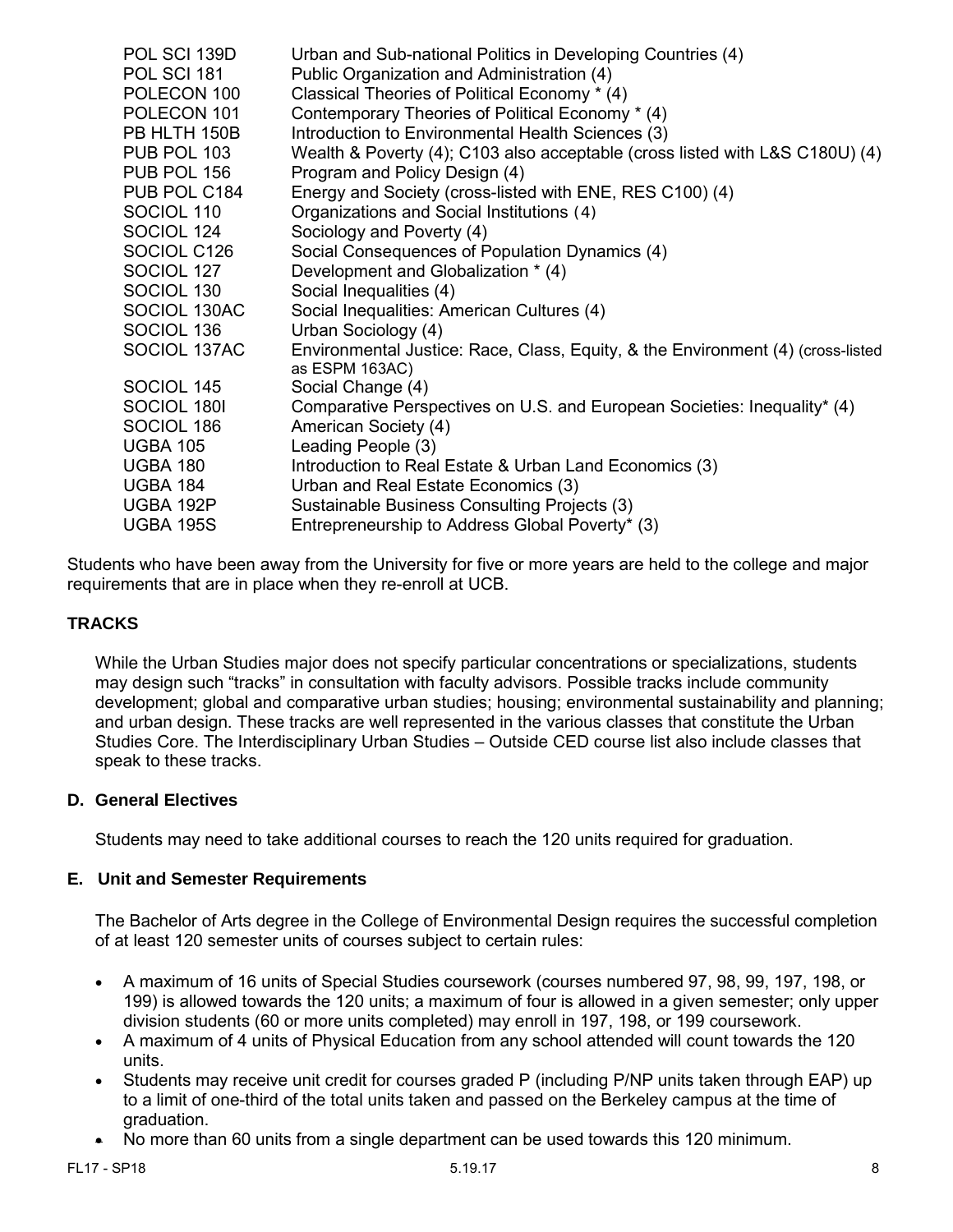| | |
|---|---|
| POL SCI 139D | Urban and Sub-national Politics in Developing Countries (4) |
| POL SCI 181 | Public Organization and Administration (4) |
| POLECON 100 | Classical Theories of Political Economy * (4) |
| POLECON 101 | Contemporary Theories of Political Economy * (4) |
| PB HLTH 150B | Introduction to Environmental Health Sciences (3) |
| PUB POL 103 | Wealth & Poverty (4); C103 also acceptable (cross listed with L&S C180U) (4) |
| PUB POL 156 | Program and Policy Design (4) |
| PUB POL C184 | Energy and Society (cross-listed with ENE, RES C100) (4) |
| SOCIOL 110 | Organizations and Social Institutions (4) |
| SOCIOL 124 | Sociology and Poverty (4) |
| SOCIOL C126 | Social Consequences of Population Dynamics (4) |
| SOCIOL 127 | Development and Globalization * (4) |
| SOCIOL 130 | Social Inequalities (4) |
| SOCIOL 130AC | Social Inequalities: American Cultures (4) |
| SOCIOL 136 | Urban Sociology (4) |
| SOCIOL 137AC | Environmental Justice: Race, Class, Equity, & the Environment (4) (cross-listed as ESPM 163AC) |
| SOCIOL 145 | Social Change (4) |
| SOCIOL 180I | Comparative Perspectives on U.S. and European Societies: Inequality* (4) |
| SOCIOL 186 | American Society (4) |
| UGBA 105 | Leading People (3) |
| UGBA 180 | Introduction to Real Estate & Urban Land Economics (3) |
| UGBA 184 | Urban and Real Estate Economics (3) |
| UGBA 192P | Sustainable Business Consulting Projects (3) |
| UGBA 195S | Entrepreneurship to Address Global Poverty* (3) |

Students who have been away from the University for five or more years are held to the college and major requirements that are in place when they re-enroll at UCB.

### TRACKS

While the Urban Studies major does not specify particular concentrations or specializations, students may design such "tracks" in consultation with faculty advisors. Possible tracks include community development; global and comparative urban studies; housing; environmental sustainability and planning; and urban design. These tracks are well represented in the various classes that constitute the Urban Studies Core. The Interdisciplinary Urban Studies – Outside CED course list also include classes that speak to these tracks.

### D. General Electives

Students may need to take additional courses to reach the 120 units required for graduation.

### E. Unit and Semester Requirements

The Bachelor of Arts degree in the College of Environmental Design requires the successful completion of at least 120 semester units of courses subject to certain rules:

- A maximum of 16 units of Special Studies coursework (courses numbered 97, 98, 99, 197, 198, or 199) is allowed towards the 120 units; a maximum of four is allowed in a given semester; only upper division students (60 or more units completed) may enroll in 197, 198, or 199 coursework.
- A maximum of 4 units of Physical Education from any school attended will count towards the 120 units.
- Students may receive unit credit for courses graded P (including P/NP units taken through EAP) up to a limit of one-third of the total units taken and passed on the Berkeley campus at the time of graduation.
- No more than 60 units from a single department can be used towards this 120 minimum.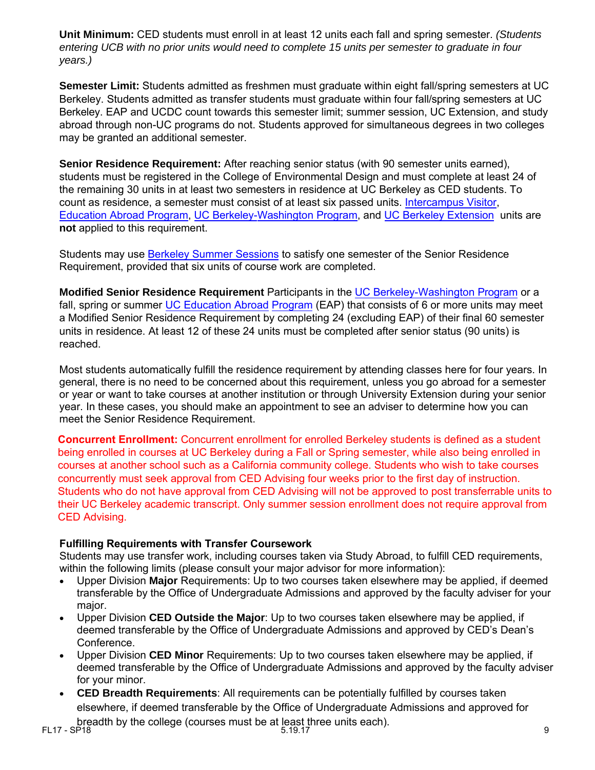**Unit Minimum:** CED students must enroll in at least 12 units each fall and spring semester. *(Students entering UCB with no prior units would need to complete 15 units per semester to graduate in four years.)*

**Semester Limit:** Students admitted as freshmen must graduate within eight fall/spring semesters at UC Berkeley. Students admitted as transfer students must graduate within four fall/spring semesters at UC Berkeley. EAP and UCDC count towards this semester limit; summer session, UC Extension, and study abroad through non-UC programs do not. Students approved for simultaneous degrees in two colleges may be granted an additional semester.

**Senior Residence Requirement:** After reaching senior status (with 90 semester units earned), students must be registered in the College of Environmental Design and must complete at least 24 of the remaining 30 units in at least two semesters in residence at UC Berkeley as CED students. To count as residence, a semester must consist of at least six passed units. Intercampus Visitor, Education Abroad Program, UC Berkeley-Washington Program, and UC Berkeley Extension units are **not** applied to this requirement.

Students may use Berkeley Summer Sessions to satisfy one semester of the Senior Residence Requirement, provided that six units of course work are completed.

**Modified Senior Residence Requirement** Participants in the UC Berkeley-Washington Program or a fall, spring or summer UC Education Abroad Program (EAP) that consists of 6 or more units may meet a Modified Senior Residence Requirement by completing 24 (excluding EAP) of their final 60 semester units in residence. At least 12 of these 24 units must be completed after senior status (90 units) is reached.

Most students automatically fulfill the residence requirement by attending classes here for four years. In general, there is no need to be concerned about this requirement, unless you go abroad for a semester or year or want to take courses at another institution or through University Extension during your senior year. In these cases, you should make an appointment to see an adviser to determine how you can meet the Senior Residence Requirement.

**Concurrent Enrollment:** Concurrent enrollment for enrolled Berkeley students is defined as a student being enrolled in courses at UC Berkeley during a Fall or Spring semester, while also being enrolled in courses at another school such as a California community college. Students who wish to take courses concurrently must seek approval from CED Advising four weeks prior to the first day of instruction. Students who do not have approval from CED Advising will not be approved to post transferrable units to their UC Berkeley academic transcript. Only summer session enrollment does not require approval from CED Advising.

**Fulfilling Requirements with Transfer Coursework**

Students may use transfer work, including courses taken via Study Abroad, to fulfill CED requirements, within the following limits (please consult your major advisor for more information):

- Upper Division **Major** Requirements: Up to two courses taken elsewhere may be applied, if deemed transferable by the Office of Undergraduate Admissions and approved by the faculty adviser for your major.
- Upper Division **CED Outside the Major**: Up to two courses taken elsewhere may be applied, if deemed transferable by the Office of Undergraduate Admissions and approved by CED's Dean's Conference.
- Upper Division **CED Minor** Requirements: Up to two courses taken elsewhere may be applied, if deemed transferable by the Office of Undergraduate Admissions and approved by the faculty adviser for your minor.
- **CED Breadth Requirements**: All requirements can be potentially fulfilled by courses taken elsewhere, if deemed transferable by the Office of Undergraduate Admissions and approved for breadth by the college (courses must be at least three units each).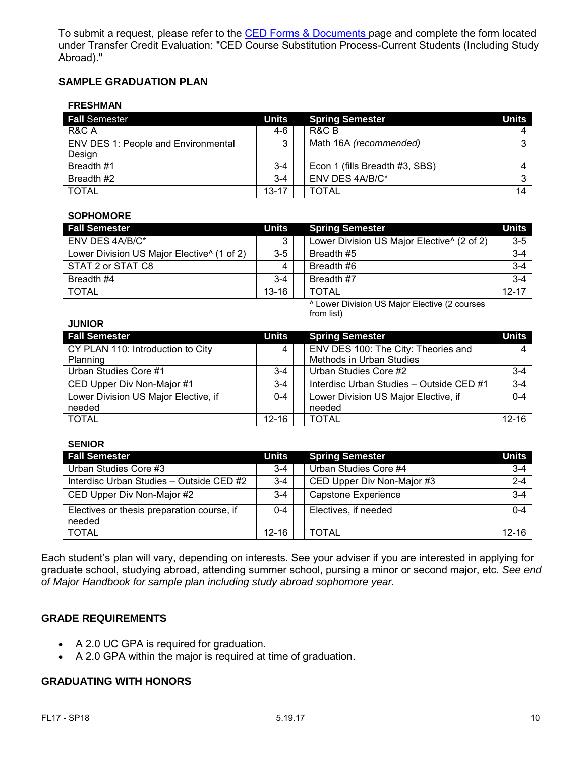To submit a request, please refer to the [CED Forms & Documents](#) page and complete the form located under Transfer Credit Evaluation: "CED Course Substitution Process-Current Students (Including Study Abroad)."

### SAMPLE GRADUATION PLAN

#### FRESHMAN

| **Fall** Semester | Units | Spring Semester | Units |
|---|---|---|---|
| R&C A | 4-6 | R&C B | 4 |
| ENV DES 1: People and Environmental Design | 3 | Math 16A *(recommended)* | 3 |
| Breadth #1 | 3-4 | Econ 1 (fills Breadth #3, SBS) | 4 |
| Breadth #2 | 3-4 | ENV DES 4A/B/C* | 3 |
| TOTAL | 13-17 | TOTAL | 14 |

#### SOPHOMORE

| Fall Semester | Units | Spring Semester | Units |
|---|---|---|---|
| ENV DES 4A/B/C* | 3 | Lower Division US Major Elective^ (2 of 2) | 3-5 |
| Lower Division US Major Elective^ (1 of 2) | 3-5 | Breadth #5 | 3-4 |
| STAT 2 or STAT C8 | 4 | Breadth #6 | 3-4 |
| Breadth #4 | 3-4 | Breadth #7 | 3-4 |
| TOTAL | 13-16 | TOTAL | 12-17 |

^ Lower Division US Major Elective (2 courses from list)

#### JUNIOR

| Fall Semester | Units | Spring Semester | Units |
|---|---|---|---|
| CY PLAN 110: Introduction to City Planning | 4 | ENV DES 100: The City: Theories and Methods in Urban Studies | 4 |
| Urban Studies Core #1 | 3-4 | Urban Studies Core #2 | 3-4 |
| CED Upper Div Non-Major #1 | 3-4 | Interdisc Urban Studies – Outside CED #1 | 3-4 |
| Lower Division US Major Elective, if needed | 0-4 | Lower Division US Major Elective, if needed | 0-4 |
| TOTAL | 12-16 | TOTAL | 12-16 |

#### SENIOR

| Fall Semester | Units | Spring Semester | Units |
|---|---|---|---|
| Urban Studies Core #3 | 3-4 | Urban Studies Core #4 | 3-4 |
| Interdisc Urban Studies – Outside CED #2 | 3-4 | CED Upper Div Non-Major #3 | 2-4 |
| CED Upper Div Non-Major #2 | 3-4 | Capstone Experience | 3-4 |
| Electives or thesis preparation course, if needed | 0-4 | Electives, if needed | 0-4 |
| TOTAL | 12-16 | TOTAL | 12-16 |

Each student's plan will vary, depending on interests. See your adviser if you are interested in applying for graduate school, studying abroad, attending summer school, pursing a minor or second major, etc. *See end of Major Handbook for sample plan including study abroad sophomore year.*

### GRADE REQUIREMENTS

- A 2.0 UC GPA is required for graduation.
- A 2.0 GPA within the major is required at time of graduation.

### GRADUATING WITH HONORS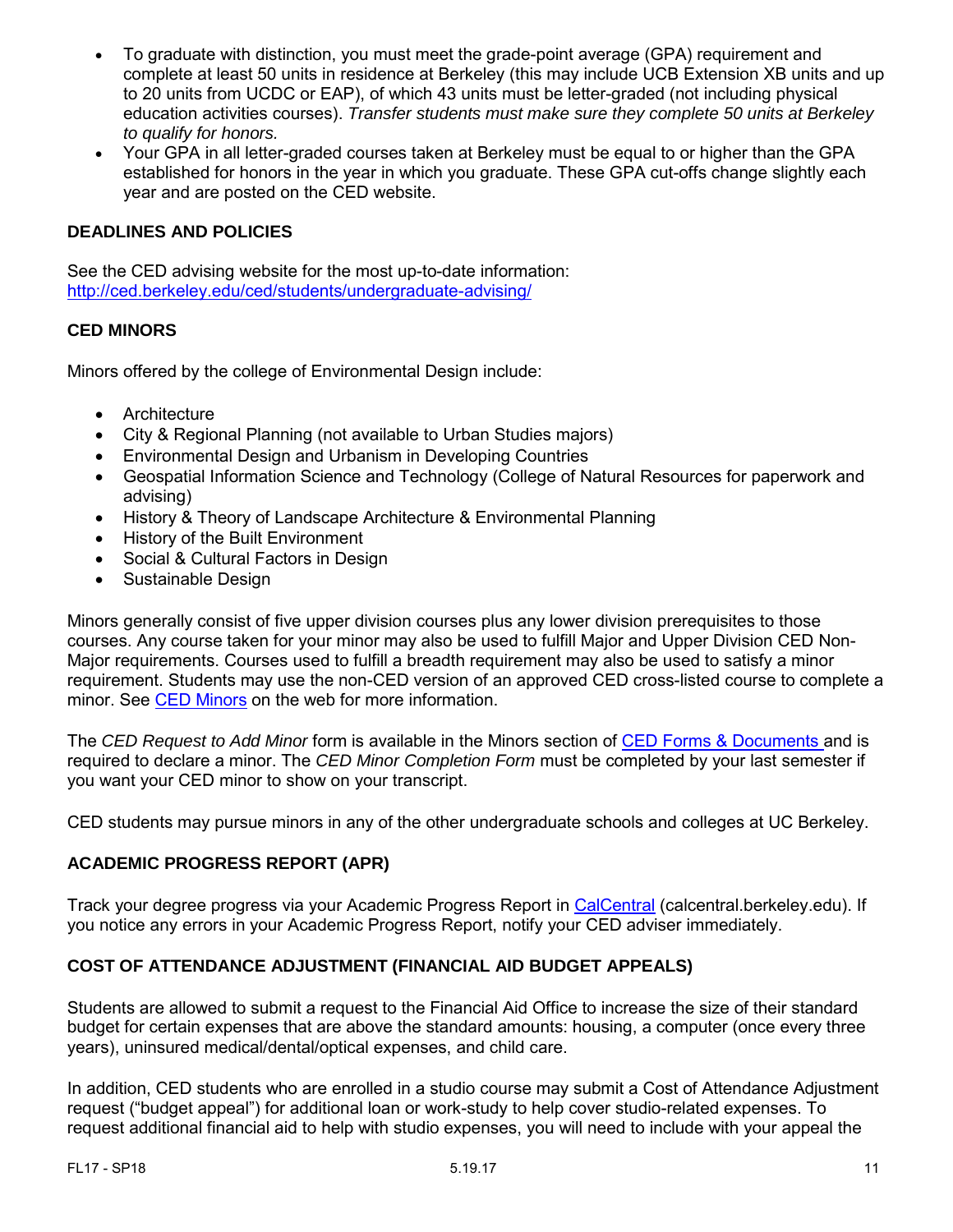- To graduate with distinction, you must meet the grade-point average (GPA) requirement and complete at least 50 units in residence at Berkeley (this may include UCB Extension XB units and up to 20 units from UCDC or EAP), of which 43 units must be letter-graded (not including physical education activities courses). *Transfer students must make sure they complete 50 units at Berkeley to qualify for honors.*
- Your GPA in all letter-graded courses taken at Berkeley must be equal to or higher than the GPA established for honors in the year in which you graduate. These GPA cut-offs change slightly each year and are posted on the CED website.

## DEADLINES AND POLICIES

See the CED advising website for the most up-to-date information:
[http://ced.berkeley.edu/ced/students/undergraduate-advising/](http://ced.berkeley.edu/ced/students/undergraduate-advising/)

## CED MINORS

Minors offered by the college of Environmental Design include:

- Architecture
- City & Regional Planning (not available to Urban Studies majors)
- Environmental Design and Urbanism in Developing Countries
- Geospatial Information Science and Technology (College of Natural Resources for paperwork and advising)
- History & Theory of Landscape Architecture & Environmental Planning
- History of the Built Environment
- Social & Cultural Factors in Design
- Sustainable Design

Minors generally consist of five upper division courses plus any lower division prerequisites to those courses. Any course taken for your minor may also be used to fulfill Major and Upper Division CED Non-Major requirements. Courses used to fulfill a breadth requirement may also be used to satisfy a minor requirement. Students may use the non-CED version of an approved CED cross-listed course to complete a minor. See [CED Minors]() on the web for more information.

The *CED Request to Add Minor* form is available in the Minors section of [CED Forms & Documents]() and is required to declare a minor. The *CED Minor Completion Form* must be completed by your last semester if you want your CED minor to show on your transcript.

CED students may pursue minors in any of the other undergraduate schools and colleges at UC Berkeley.

## ACADEMIC PROGRESS REPORT (APR)

Track your degree progress via your Academic Progress Report in [CalCentral]() (calcentral.berkeley.edu). If you notice any errors in your Academic Progress Report, notify your CED adviser immediately.

## COST OF ATTENDANCE ADJUSTMENT (FINANCIAL AID BUDGET APPEALS)

Students are allowed to submit a request to the Financial Aid Office to increase the size of their standard budget for certain expenses that are above the standard amounts: housing, a computer (once every three years), uninsured medical/dental/optical expenses, and child care.

In addition, CED students who are enrolled in a studio course may submit a Cost of Attendance Adjustment request ("budget appeal") for additional loan or work-study to help cover studio-related expenses. To request additional financial aid to help with studio expenses, you will need to include with your appeal the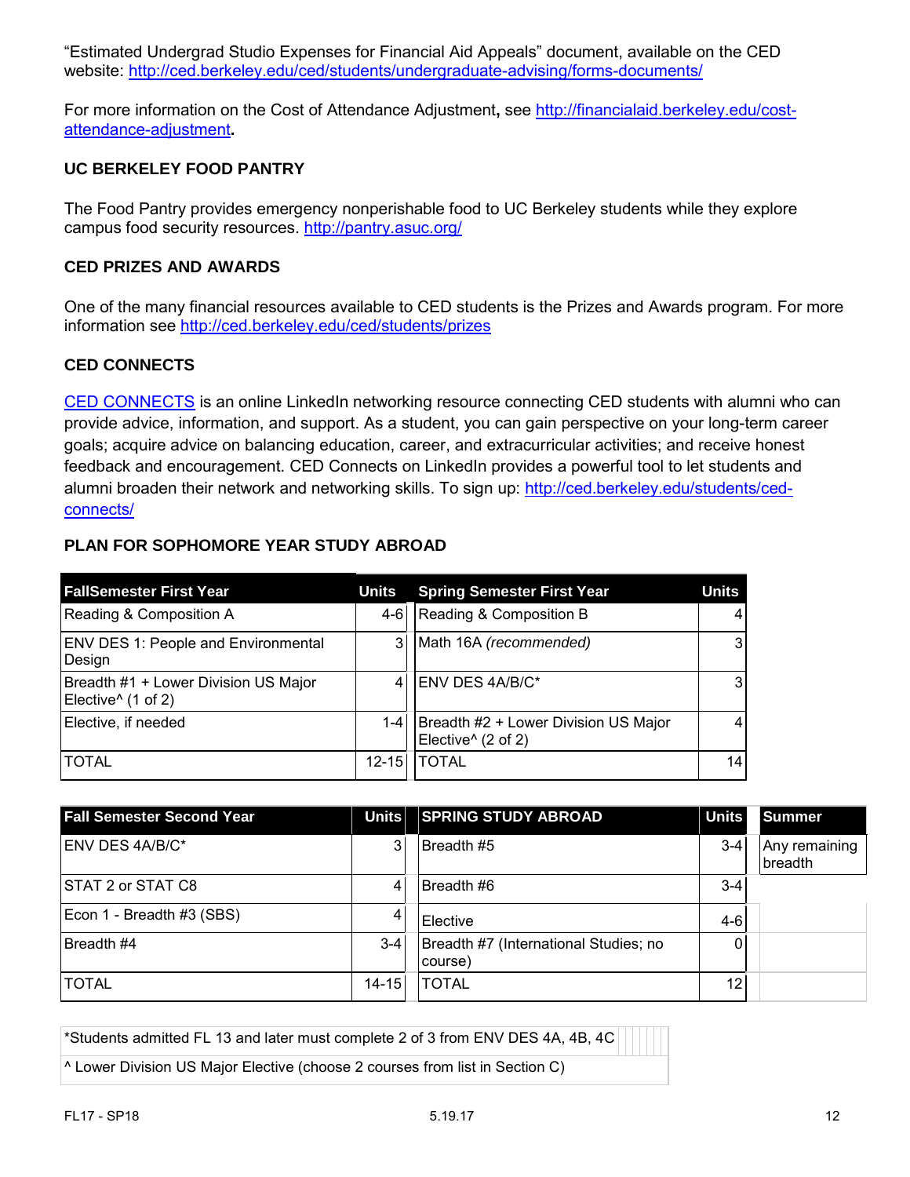"Estimated Undergrad Studio Expenses for Financial Aid Appeals" document, available on the CED website: http://ced.berkeley.edu/ced/students/undergraduate-advising/forms-documents/

For more information on the Cost of Attendance Adjustment**,** see http://financialaid.berkeley.edu/cost-attendance-adjustment**.**

## UC BERKELEY FOOD PANTRY

The Food Pantry provides emergency nonperishable food to UC Berkeley students while they explore campus food security resources. http://pantry.asuc.org/

## CED PRIZES AND AWARDS

One of the many financial resources available to CED students is the Prizes and Awards program. For more information see http://ced.berkeley.edu/ced/students/prizes

## CED CONNECTS

CED CONNECTS is an online LinkedIn networking resource connecting CED students with alumni who can provide advice, information, and support. As a student, you can gain perspective on your long-term career goals; acquire advice on balancing education, career, and extracurricular activities; and receive honest feedback and encouragement. CED Connects on LinkedIn provides a powerful tool to let students and alumni broaden their network and networking skills. To sign up: http://ced.berkeley.edu/students/ced-connects/

## PLAN FOR SOPHOMORE YEAR STUDY ABROAD

| FallSemester First Year | Units | Spring Semester First Year | Units |
|---|---|---|---|
| Reading & Composition A | 4-6 | Reading & Composition B | 4 |
| ENV DES 1: People and Environmental Design | 3 | Math 16A *(recommended)* | 3 |
| Breadth #1 + Lower Division US Major Elective^ (1 of 2) | 4 | ENV DES 4A/B/C* | 3 |
| Elective, if needed | 1-4 | Breadth #2 + Lower Division US Major Elective^ (2 of 2) | 4 |
| TOTAL | 12-15 | TOTAL | 14 |

| Fall Semester Second Year | Units | SPRING STUDY ABROAD | Units | Summer |
|---|---|---|---|---|
| ENV DES 4A/B/C* | 3 | Breadth #5 | 3-4 | Any remaining breadth |
| STAT 2 or STAT C8 | 4 | Breadth #6 | 3-4 | |
| Econ 1 - Breadth #3 (SBS) | 4 | Elective | 4-6 | |
| Breadth #4 | 3-4 | Breadth #7 (International Studies; no course) | 0 | |
| TOTAL | 14-15 | TOTAL | 12 | |

*Students admitted FL 13 and later must complete 2 of 3 from ENV DES 4A, 4B, 4C

^ Lower Division US Major Elective (choose 2 courses from list in Section C)